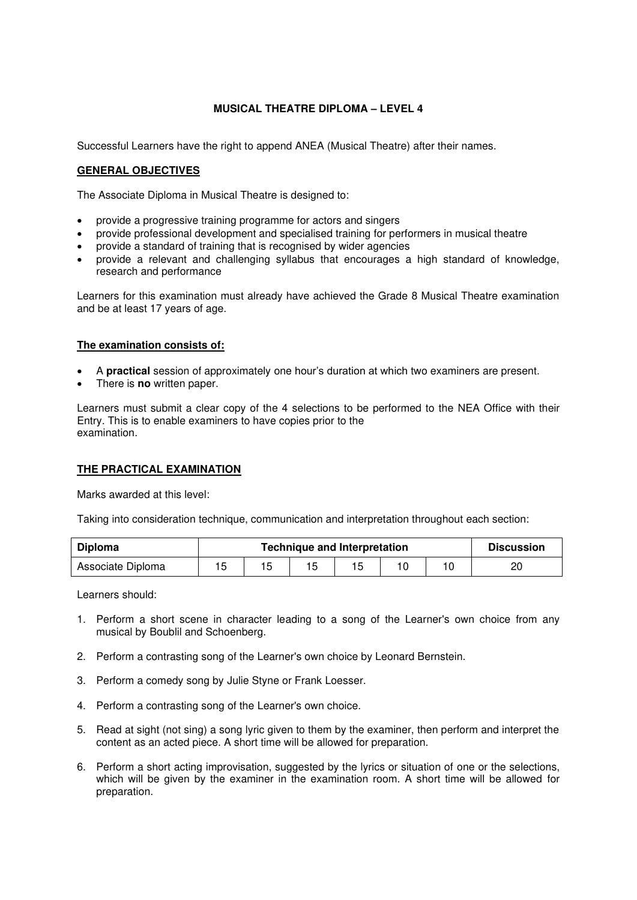# MUSICAL THEATRE DIPLOMA – LEVEL 4

Successful Learners have the right to append ANEA (Musical Theatre) after their names.

## GENERAL OBJECTIVES

The Associate Diploma in Musical Theatre is designed to:

- provide a progressive training programme for actors and singers
- provide professional development and specialised training for performers in musical theatre
- provide a standard of training that is recognised by wider agencies
- provide a relevant and challenging syllabus that encourages a high standard of knowledge, research and performance

Learners for this examination must already have achieved the Grade 8 Musical Theatre examination and be at least 17 years of age.

## The examination consists of:

- A **practical** session of approximately one hour's duration at which two examiners are present.
- There is **no** written paper.

Learners must submit a clear copy of the 4 selections to be performed to the NEA Office with their Entry. This is to enable examiners to have copies prior to the examination.

## THE PRACTICAL EXAMINATION

Marks awarded at this level:

Taking into consideration technique, communication and interpretation throughout each section:

| Diploma | Technique and Interpretation | | | | | | Discussion |
|---|---|---|---|---|---|---|---|
| Associate Diploma | 15 | 15 | 15 | 15 | 10 | 10 | 20 |

Learners should:

1. Perform a short scene in character leading to a song of the Learner's own choice from any musical by Boublil and Schoenberg.
2. Perform a contrasting song of the Learner's own choice by Leonard Bernstein.
3. Perform a comedy song by Julie Styne or Frank Loesser.
4. Perform a contrasting song of the Learner's own choice.
5. Read at sight (not sing) a song lyric given to them by the examiner, then perform and interpret the content as an acted piece. A short time will be allowed for preparation.
6. Perform a short acting improvisation, suggested by the lyrics or situation of one or the selections, which will be given by the examiner in the examination room. A short time will be allowed for preparation.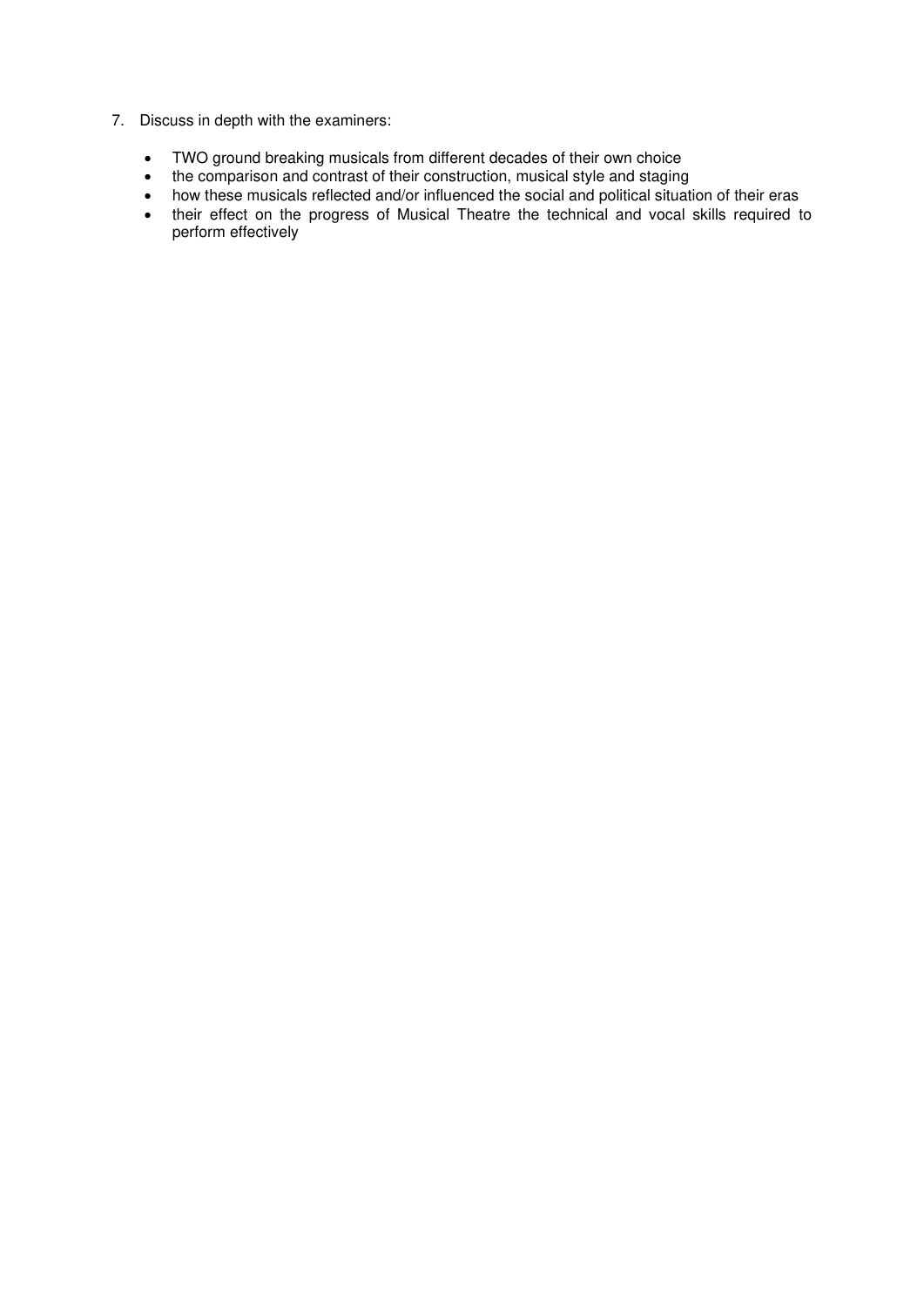7. Discuss in depth with the examiners:

    - TWO ground breaking musicals from different decades of their own choice
    - the comparison and contrast of their construction, musical style and staging
    - how these musicals reflected and/or influenced the social and political situation of their eras
    - their effect on the progress of Musical Theatre the technical and vocal skills required to perform effectively